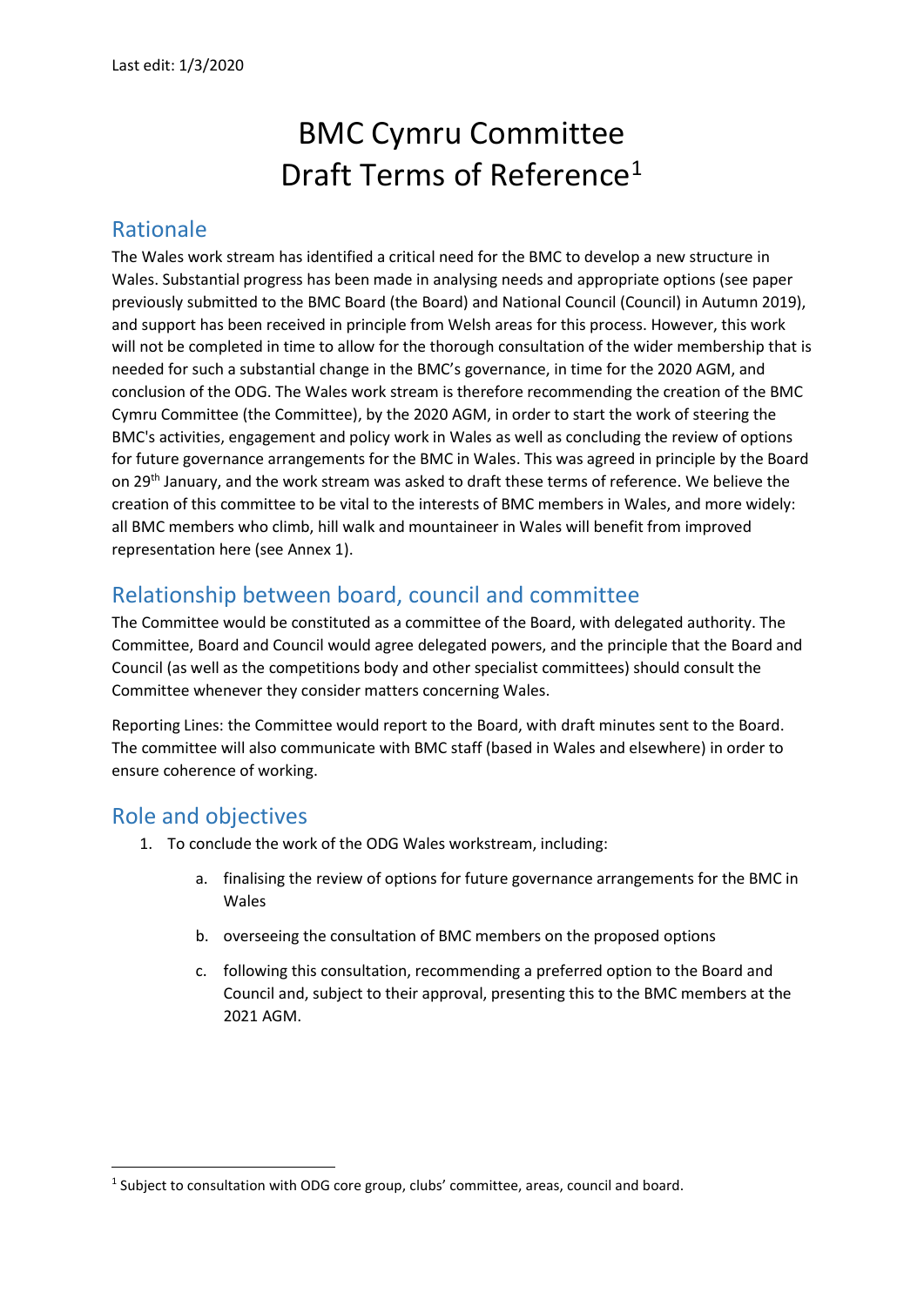Last edit: 1/3/2020

# BMC Cymru Committee Draft Terms of Reference[1]

## Rationale

The Wales work stream has identified a critical need for the BMC to develop a new structure in Wales. Substantial progress has been made in analysing needs and appropriate options (see paper previously submitted to the BMC Board (the Board) and National Council (Council) in Autumn 2019), and support has been received in principle from Welsh areas for this process. However, this work will not be completed in time to allow for the thorough consultation of the wider membership that is needed for such a substantial change in the BMC's governance, in time for the 2020 AGM, and conclusion of the ODG. The Wales work stream is therefore recommending the creation of the BMC Cymru Committee (the Committee), by the 2020 AGM, in order to start the work of steering the BMC's activities, engagement and policy work in Wales as well as concluding the review of options for future governance arrangements for the BMC in Wales. This was agreed in principle by the Board on 29th January, and the work stream was asked to draft these terms of reference. We believe the creation of this committee to be vital to the interests of BMC members in Wales, and more widely: all BMC members who climb, hill walk and mountaineer in Wales will benefit from improved representation here (see Annex 1).

## Relationship between board, council and committee

The Committee would be constituted as a committee of the Board, with delegated authority. The Committee, Board and Council would agree delegated powers, and the principle that the Board and Council (as well as the competitions body and other specialist committees) should consult the Committee whenever they consider matters concerning Wales.

Reporting Lines: the Committee would report to the Board, with draft minutes sent to the Board. The committee will also communicate with BMC staff (based in Wales and elsewhere) in order to ensure coherence of working.

## Role and objectives

1. To conclude the work of the ODG Wales workstream, including:

    a. finalising the review of options for future governance arrangements for the BMC in Wales

    b. overseeing the consultation of BMC members on the proposed options

    c. following this consultation, recommending a preferred option to the Board and Council and, subject to their approval, presenting this to the BMC members at the 2021 AGM.

[1] Subject to consultation with ODG core group, clubs' committee, areas, council and board.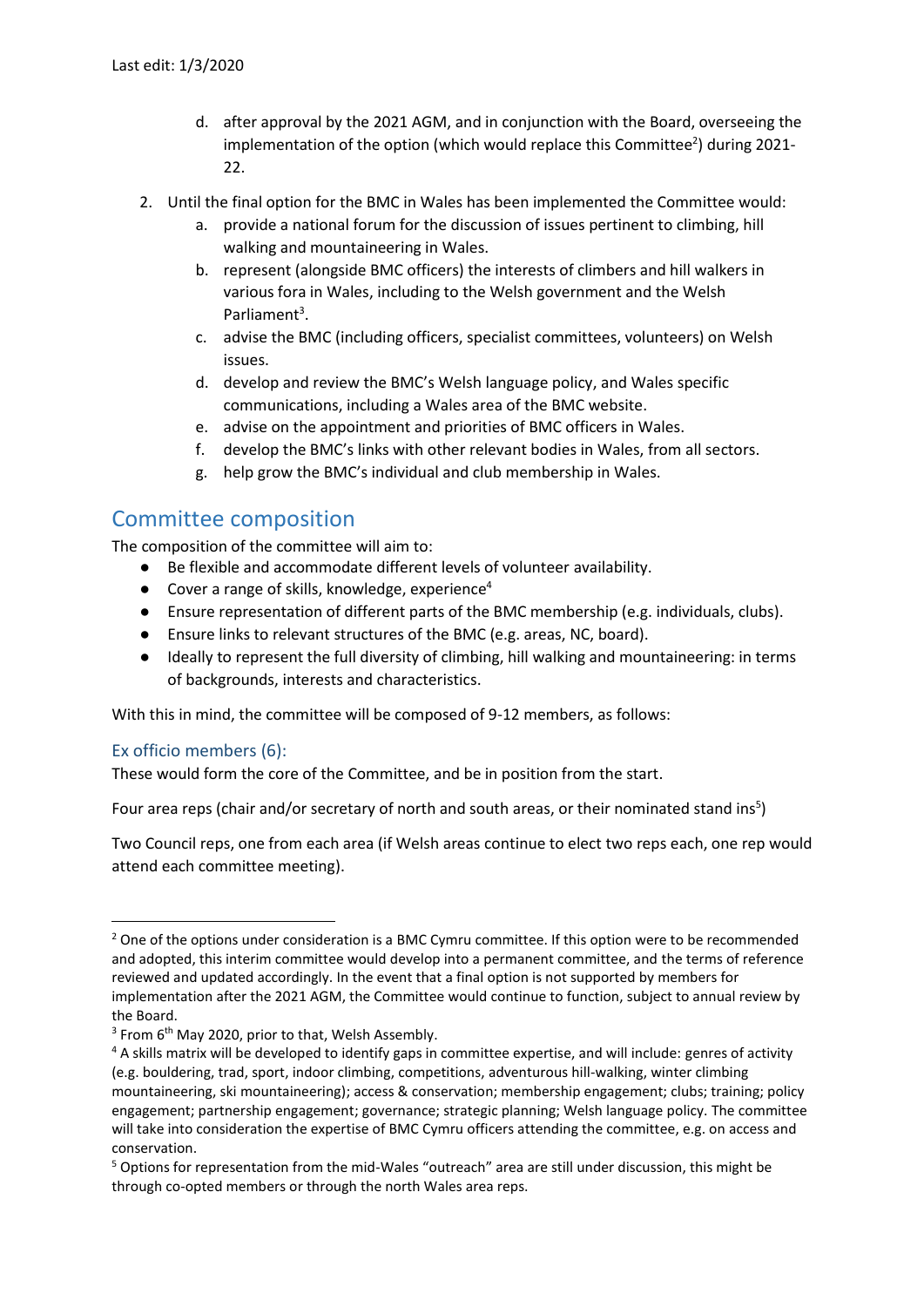Last edit: 1/3/2020

d. after approval by the 2021 AGM, and in conjunction with the Board, overseeing the implementation of the option (which would replace this Committee[2]) during 2021-22.

2. Until the final option for the BMC in Wales has been implemented the Committee would:
   a. provide a national forum for the discussion of issues pertinent to climbing, hill walking and mountaineering in Wales.
   b. represent (alongside BMC officers) the interests of climbers and hill walkers in various fora in Wales, including to the Welsh government and the Welsh Parliament[3].
   c. advise the BMC (including officers, specialist committees, volunteers) on Welsh issues.
   d. develop and review the BMC's Welsh language policy, and Wales specific communications, including a Wales area of the BMC website.
   e. advise on the appointment and priorities of BMC officers in Wales.
   f. develop the BMC's links with other relevant bodies in Wales, from all sectors.
   g. help grow the BMC's individual and club membership in Wales.

## Committee composition

The composition of the committee will aim to:

- Be flexible and accommodate different levels of volunteer availability.
- Cover a range of skills, knowledge, experience[4]
- Ensure representation of different parts of the BMC membership (e.g. individuals, clubs).
- Ensure links to relevant structures of the BMC (e.g. areas, NC, board).
- Ideally to represent the full diversity of climbing, hill walking and mountaineering: in terms of backgrounds, interests and characteristics.

With this in mind, the committee will be composed of 9-12 members, as follows:

### Ex officio members (6):

These would form the core of the Committee, and be in position from the start.

Four area reps (chair and/or secretary of north and south areas, or their nominated stand ins[5])

Two Council reps, one from each area (if Welsh areas continue to elect two reps each, one rep would attend each committee meeting).

---

[2] One of the options under consideration is a BMC Cymru committee. If this option were to be recommended and adopted, this interim committee would develop into a permanent committee, and the terms of reference reviewed and updated accordingly. In the event that a final option is not supported by members for implementation after the 2021 AGM, the Committee would continue to function, subject to annual review by the Board.

[3] From 6th May 2020, prior to that, Welsh Assembly.

[4] A skills matrix will be developed to identify gaps in committee expertise, and will include: genres of activity (e.g. bouldering, trad, sport, indoor climbing, competitions, adventurous hill-walking, winter climbing mountaineering, ski mountaineering); access & conservation; membership engagement; clubs; training; policy engagement; partnership engagement; governance; strategic planning; Welsh language policy. The committee will take into consideration the expertise of BMC Cymru officers attending the committee, e.g. on access and conservation.

[5] Options for representation from the mid-Wales "outreach" area are still under discussion, this might be through co-opted members or through the north Wales area reps.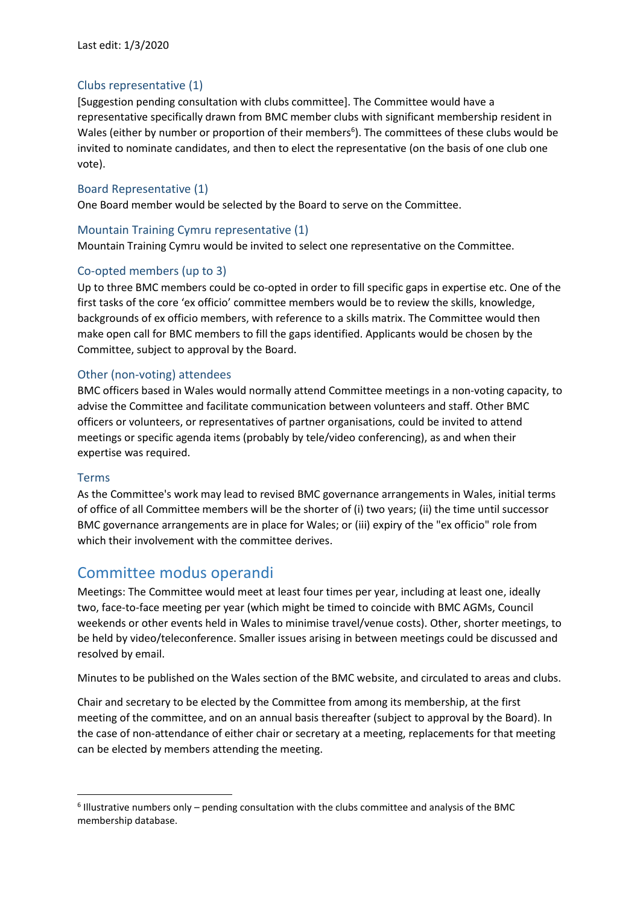Last edit: 1/3/2020

### Clubs representative (1)

[Suggestion pending consultation with clubs committee]. The Committee would have a representative specifically drawn from BMC member clubs with significant membership resident in Wales (either by number or proportion of their members[6]). The committees of these clubs would be invited to nominate candidates, and then to elect the representative (on the basis of one club one vote).

### Board Representative (1)

One Board member would be selected by the Board to serve on the Committee.

### Mountain Training Cymru representative (1)

Mountain Training Cymru would be invited to select one representative on the Committee.

### Co-opted members (up to 3)

Up to three BMC members could be co-opted in order to fill specific gaps in expertise etc. One of the first tasks of the core 'ex officio' committee members would be to review the skills, knowledge, backgrounds of ex officio members, with reference to a skills matrix. The Committee would then make open call for BMC members to fill the gaps identified. Applicants would be chosen by the Committee, subject to approval by the Board.

### Other (non-voting) attendees

BMC officers based in Wales would normally attend Committee meetings in a non-voting capacity, to advise the Committee and facilitate communication between volunteers and staff. Other BMC officers or volunteers, or representatives of partner organisations, could be invited to attend meetings or specific agenda items (probably by tele/video conferencing), as and when their expertise was required.

### Terms

As the Committee's work may lead to revised BMC governance arrangements in Wales, initial terms of office of all Committee members will be the shorter of (i) two years; (ii) the time until successor BMC governance arrangements are in place for Wales; or (iii) expiry of the "ex officio" role from which their involvement with the committee derives.

## Committee modus operandi

Meetings: The Committee would meet at least four times per year, including at least one, ideally two, face-to-face meeting per year (which might be timed to coincide with BMC AGMs, Council weekends or other events held in Wales to minimise travel/venue costs). Other, shorter meetings, to be held by video/teleconference. Smaller issues arising in between meetings could be discussed and resolved by email.

Minutes to be published on the Wales section of the BMC website, and circulated to areas and clubs.

Chair and secretary to be elected by the Committee from among its membership, at the first meeting of the committee, and on an annual basis thereafter (subject to approval by the Board). In the case of non-attendance of either chair or secretary at a meeting, replacements for that meeting can be elected by members attending the meeting.

---

[6] Illustrative numbers only – pending consultation with the clubs committee and analysis of the BMC membership database.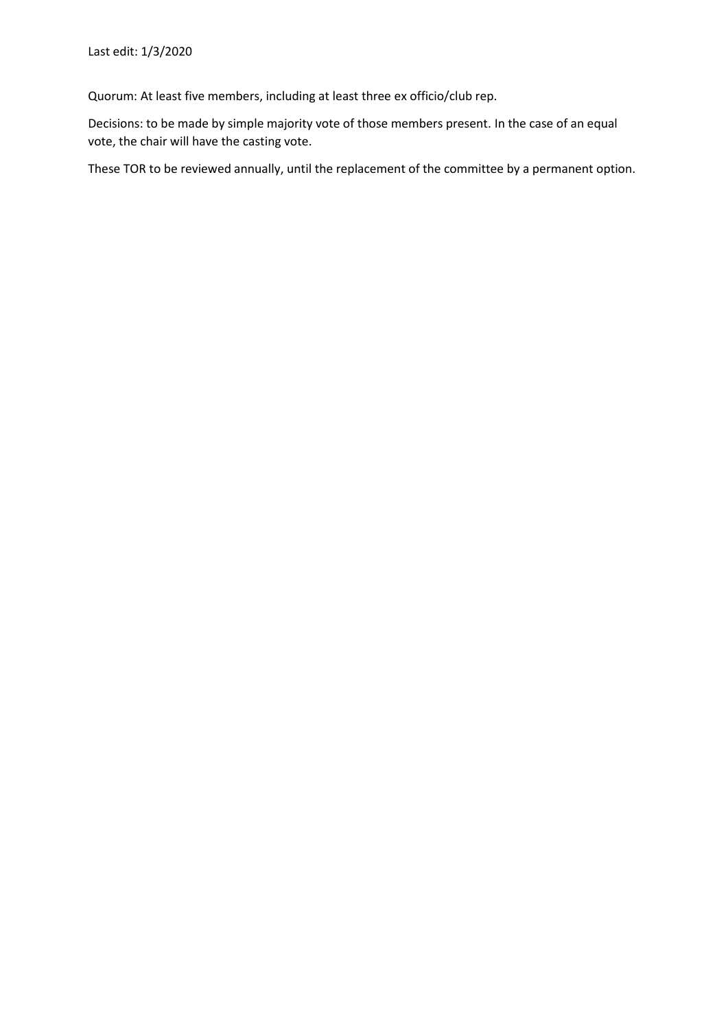Last edit: 1/3/2020

Quorum: At least five members, including at least three ex officio/club rep.

Decisions: to be made by simple majority vote of those members present. In the case of an equal vote, the chair will have the casting vote.

These TOR to be reviewed annually, until the replacement of the committee by a permanent option.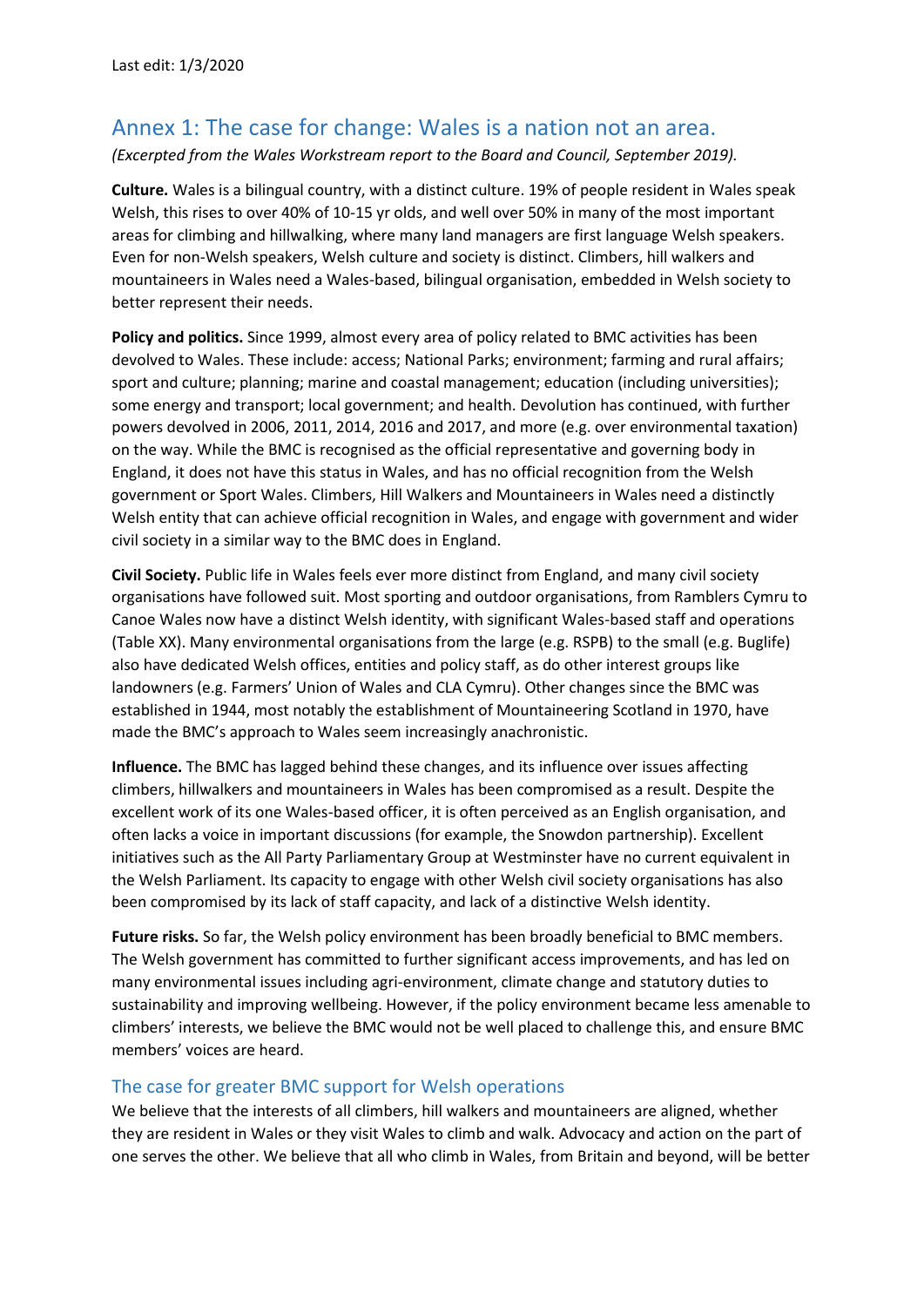Last edit: 1/3/2020

## Annex 1: The case for change: Wales is a nation not an area.

*(Excerpted from the Wales Workstream report to the Board and Council, September 2019).*

**Culture.** Wales is a bilingual country, with a distinct culture. 19% of people resident in Wales speak Welsh, this rises to over 40% of 10-15 yr olds, and well over 50% in many of the most important areas for climbing and hillwalking, where many land managers are first language Welsh speakers. Even for non-Welsh speakers, Welsh culture and society is distinct. Climbers, hill walkers and mountaineers in Wales need a Wales-based, bilingual organisation, embedded in Welsh society to better represent their needs.

**Policy and politics.** Since 1999, almost every area of policy related to BMC activities has been devolved to Wales. These include: access; National Parks; environment; farming and rural affairs; sport and culture; planning; marine and coastal management; education (including universities); some energy and transport; local government; and health. Devolution has continued, with further powers devolved in 2006, 2011, 2014, 2016 and 2017, and more (e.g. over environmental taxation) on the way. While the BMC is recognised as the official representative and governing body in England, it does not have this status in Wales, and has no official recognition from the Welsh government or Sport Wales. Climbers, Hill Walkers and Mountaineers in Wales need a distinctly Welsh entity that can achieve official recognition in Wales, and engage with government and wider civil society in a similar way to the BMC does in England.

**Civil Society.** Public life in Wales feels ever more distinct from England, and many civil society organisations have followed suit. Most sporting and outdoor organisations, from Ramblers Cymru to Canoe Wales now have a distinct Welsh identity, with significant Wales-based staff and operations (Table XX). Many environmental organisations from the large (e.g. RSPB) to the small (e.g. Buglife) also have dedicated Welsh offices, entities and policy staff, as do other interest groups like landowners (e.g. Farmers' Union of Wales and CLA Cymru). Other changes since the BMC was established in 1944, most notably the establishment of Mountaineering Scotland in 1970, have made the BMC's approach to Wales seem increasingly anachronistic.

**Influence.** The BMC has lagged behind these changes, and its influence over issues affecting climbers, hillwalkers and mountaineers in Wales has been compromised as a result. Despite the excellent work of its one Wales-based officer, it is often perceived as an English organisation, and often lacks a voice in important discussions (for example, the Snowdon partnership). Excellent initiatives such as the All Party Parliamentary Group at Westminster have no current equivalent in the Welsh Parliament. Its capacity to engage with other Welsh civil society organisations has also been compromised by its lack of staff capacity, and lack of a distinctive Welsh identity.

**Future risks.** So far, the Welsh policy environment has been broadly beneficial to BMC members. The Welsh government has committed to further significant access improvements, and has led on many environmental issues including agri-environment, climate change and statutory duties to sustainability and improving wellbeing. However, if the policy environment became less amenable to climbers' interests, we believe the BMC would not be well placed to challenge this, and ensure BMC members' voices are heard.

### The case for greater BMC support for Welsh operations

We believe that the interests of all climbers, hill walkers and mountaineers are aligned, whether they are resident in Wales or they visit Wales to climb and walk. Advocacy and action on the part of one serves the other. We believe that all who climb in Wales, from Britain and beyond, will be better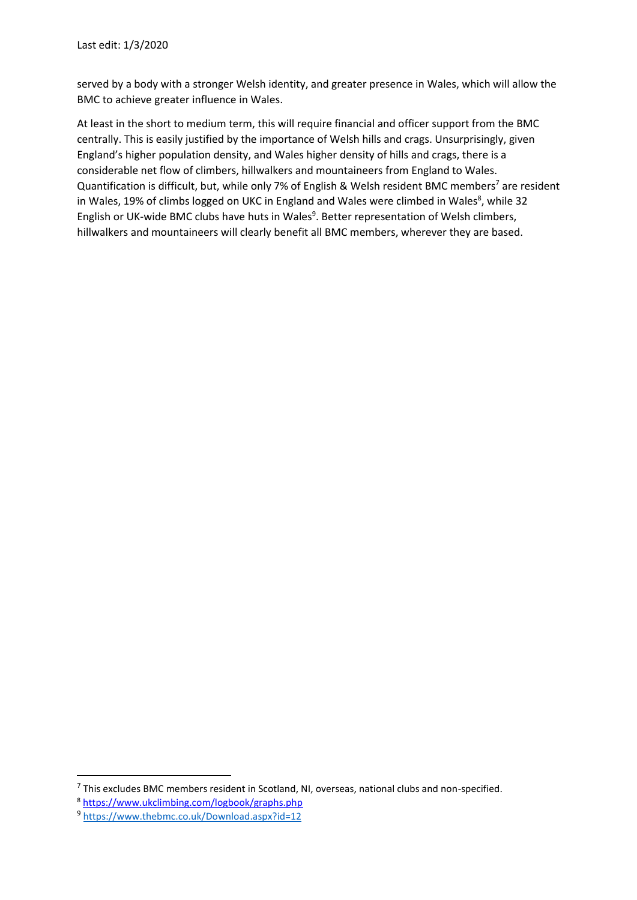served by a body with a stronger Welsh identity, and greater presence in Wales, which will allow the BMC to achieve greater influence in Wales.

At least in the short to medium term, this will require financial and officer support from the BMC centrally. This is easily justified by the importance of Welsh hills and crags. Unsurprisingly, given England's higher population density, and Wales higher density of hills and crags, there is a considerable net flow of climbers, hillwalkers and mountaineers from England to Wales. Quantification is difficult, but, while only 7% of English & Welsh resident BMC members[7] are resident in Wales, 19% of climbs logged on UKC in England and Wales were climbed in Wales[8], while 32 English or UK-wide BMC clubs have huts in Wales[9]. Better representation of Welsh climbers, hillwalkers and mountaineers will clearly benefit all BMC members, wherever they are based.

---

[7] This excludes BMC members resident in Scotland, NI, overseas, national clubs and non-specified.

[8] https://www.ukclimbing.com/logbook/graphs.php

[9] https://www.thebmc.co.uk/Download.aspx?id=12